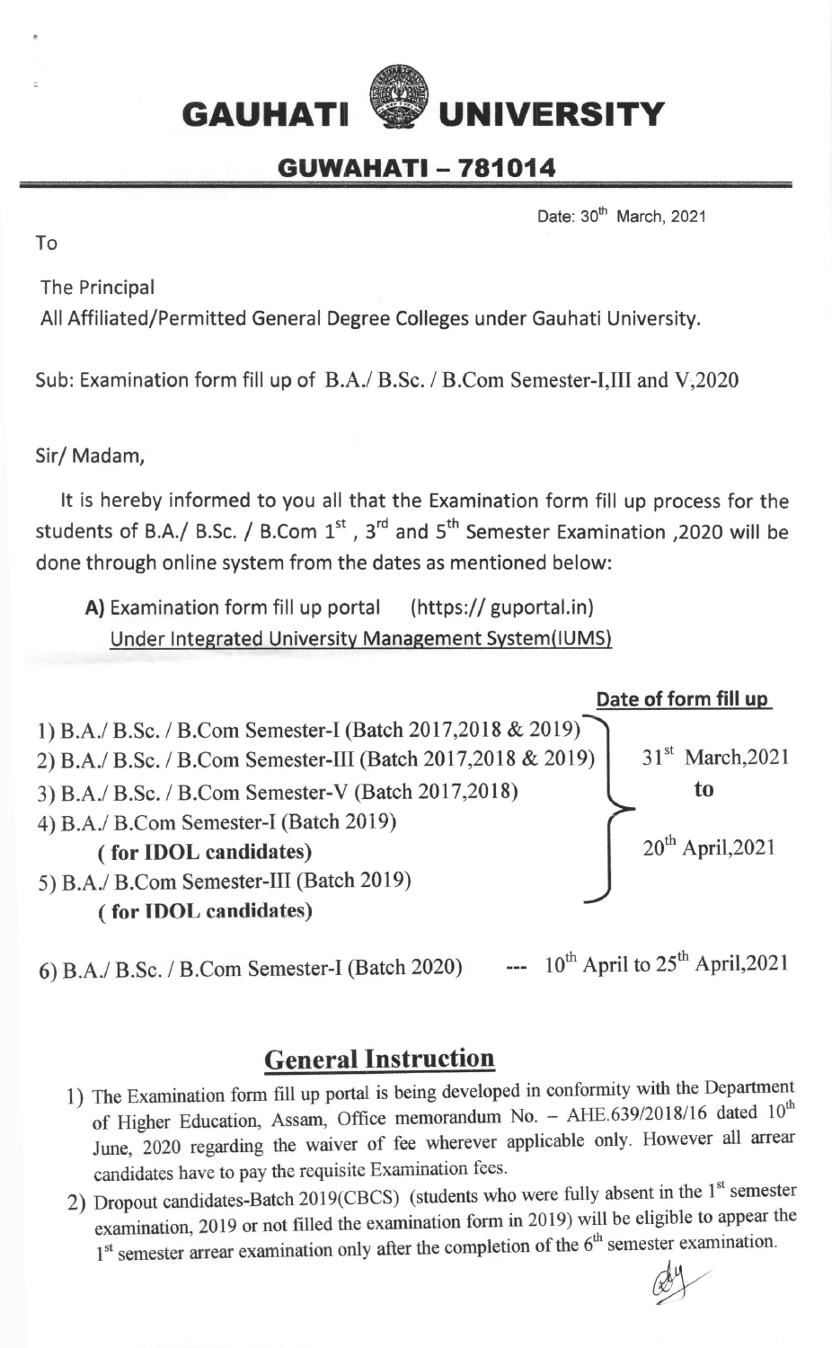# GAUHATI UNIVERSITY

## GUWAHATI – 781014

Date: 30th March, 2021

To

The Principal
All Affiliated/Permitted General Degree Colleges under Gauhati University.

Sub: Examination form fill up of B.A./ B.Sc. / B.Com Semester-I,III and V,2020

Sir/ Madam,

It is hereby informed to you all that the Examination form fill up process for the students of B.A./ B.Sc. / B.Com 1st , 3rd and 5th Semester Examination ,2020 will be done through online system from the dates as mentioned below:

**A)** Examination form fill up portal (https:// guportal.in)
Under Integrated University Management System(IUMS)

| | Date of form fill up |
|---|---|
| 1) B.A./ B.Sc. / B.Com Semester-I (Batch 2017,2018 & 2019) | 31st March,2021 to 20th April,2021 |
| 2) B.A./ B.Sc. / B.Com Semester-III (Batch 2017,2018 & 2019) | |
| 3) B.A./ B.Sc. / B.Com Semester-V (Batch 2017,2018) | |
| 4) B.A./ B.Com Semester-I (Batch 2019) **( for IDOL candidates)** | |
| 5) B.A./ B.Com Semester-III (Batch 2019) **( for IDOL candidates)** | |
| 6) B.A./ B.Sc. / B.Com Semester-I (Batch 2020) | 10th April to 25th April,2021 |

## General Instruction

1) The Examination form fill up portal is being developed in conformity with the Department of Higher Education, Assam, Office memorandum No. – AHE.639/2018/16 dated 10th June, 2020 regarding the waiver of fee wherever applicable only. However all arrear candidates have to pay the requisite Examination fees.
2) Dropout candidates-Batch 2019(CBCS) (students who were fully absent in the 1st semester examination, 2019 or not filled the examination form in 2019) will be eligible to appear the 1st semester arrear examination only after the completion of the 6th semester examination.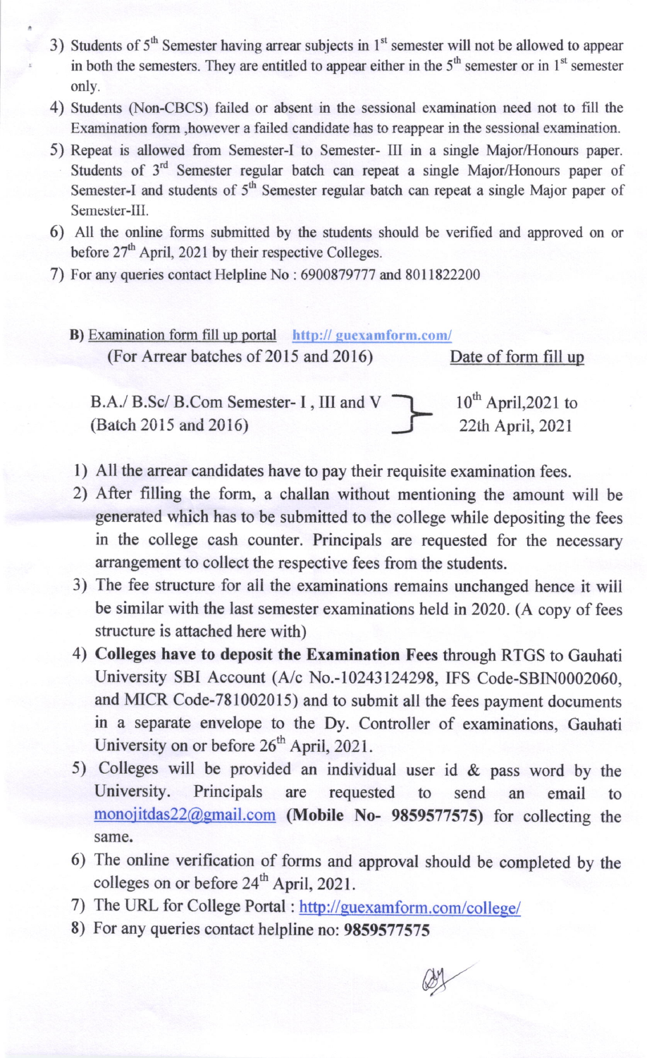3) Students of 5th Semester having arrear subjects in 1st semester will not be allowed to appear in both the semesters. They are entitled to appear either in the 5th semester or in 1st semester only.
4) Students (Non-CBCS) failed or absent in the sessional examination need not to fill the Examination form ,however a failed candidate has to reappear in the sessional examination.
5) Repeat is allowed from Semester-I to Semester- III in a single Major/Honours paper. Students of 3rd Semester regular batch can repeat a single Major/Honours paper of Semester-I and students of 5th Semester regular batch can repeat a single Major paper of Semester-III.
6) All the online forms submitted by the students should be verified and approved on or before 27th April, 2021 by their respective Colleges.
7) For any queries contact Helpline No : 6900879777 and 8011822200

**B)** Examination form fill up portal http:// guexamform.com/

(For Arrear batches of 2015 and 2016) — Date of form fill up

| | |
|---|---|
| B.A./ B.Sc/ B.Com Semester- I , III and V (Batch 2015 and 2016) | 10th April,2021 to 22th April, 2021 |

1) All the arrear candidates have to pay their requisite examination fees.
2) After filling the form, a challan without mentioning the amount will be generated which has to be submitted to the college while depositing the fees in the college cash counter. Principals are requested for the necessary arrangement to collect the respective fees from the students.
3) The fee structure for all the examinations remains unchanged hence it will be similar with the last semester examinations held in 2020. (A copy of fees structure is attached here with)
4) **Colleges have to deposit the Examination Fees** through RTGS to Gauhati University SBI Account (A/c No.-10243124298, IFS Code-SBIN0002060, and MICR Code-781002015) and to submit all the fees payment documents in a separate envelope to the Dy. Controller of examinations, Gauhati University on or before 26th April, 2021.
5) Colleges will be provided an individual user id & pass word by the University. Principals are requested to send an email to monojitdas22@gmail.com **(Mobile No- 9859577575)** for collecting the same.
6) The online verification of forms and approval should be completed by the colleges on or before 24th April, 2021.
7) The URL for College Portal : http://guexamform.com/college/
8) For any queries contact helpline no: **9859577575**